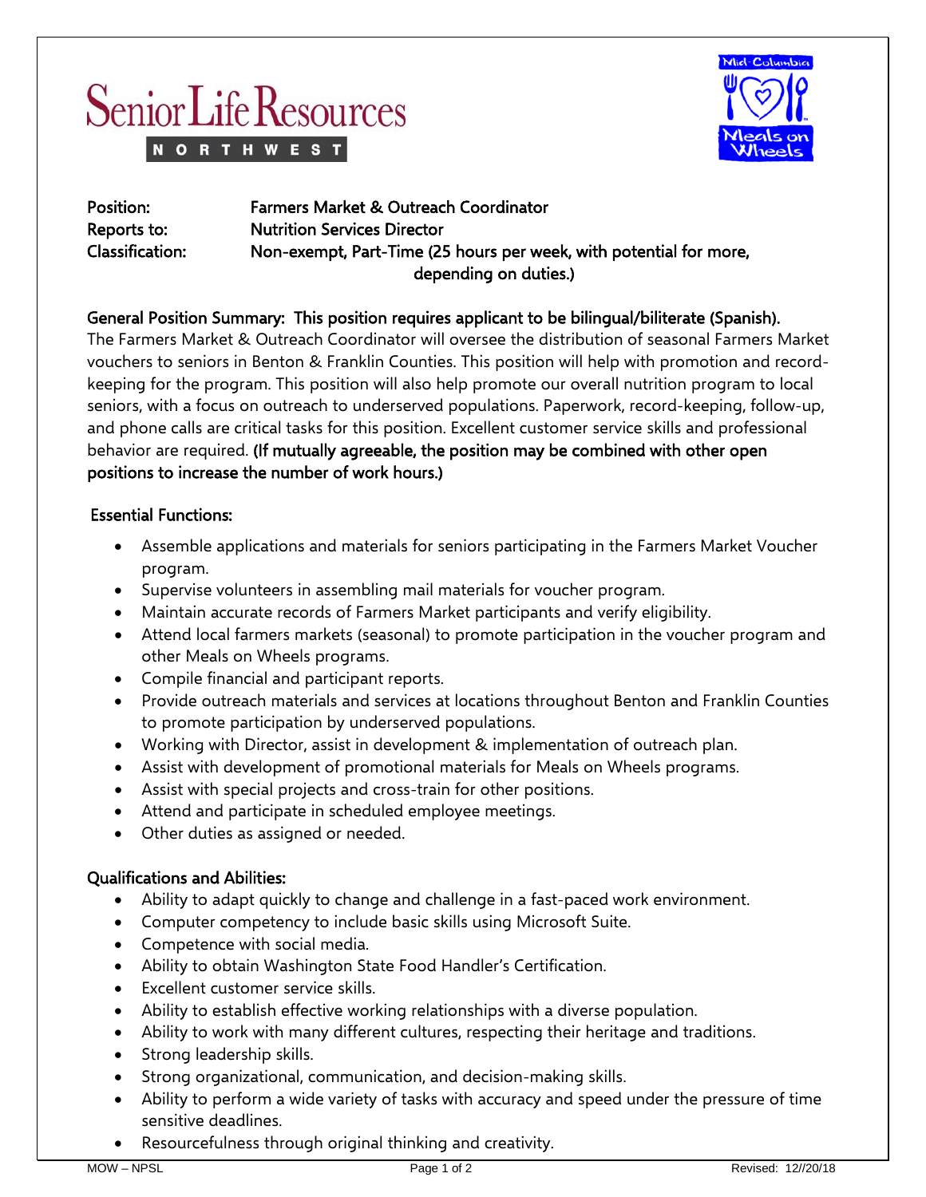# Senior Life Resources NORTHWEST

Mid-Columbia Meals on Wheels

**Position:** Farmers Market & Outreach Coordinator
**Reports to:** Nutrition Services Director
**Classification:** Non-exempt, Part-Time (25 hours per week, with potential for more, depending on duties.)

**General Position Summary: This position requires applicant to be bilingual/biliterate (Spanish).**
The Farmers Market & Outreach Coordinator will oversee the distribution of seasonal Farmers Market vouchers to seniors in Benton & Franklin Counties. This position will help with promotion and record-keeping for the program. This position will also help promote our overall nutrition program to local seniors, with a focus on outreach to underserved populations. Paperwork, record-keeping, follow-up, and phone calls are critical tasks for this position. Excellent customer service skills and professional behavior are required. **(If mutually agreeable, the position may be combined with other open positions to increase the number of work hours.)**

## Essential Functions:

- Assemble applications and materials for seniors participating in the Farmers Market Voucher program.
- Supervise volunteers in assembling mail materials for voucher program.
- Maintain accurate records of Farmers Market participants and verify eligibility.
- Attend local farmers markets (seasonal) to promote participation in the voucher program and other Meals on Wheels programs.
- Compile financial and participant reports.
- Provide outreach materials and services at locations throughout Benton and Franklin Counties to promote participation by underserved populations.
- Working with Director, assist in development & implementation of outreach plan.
- Assist with development of promotional materials for Meals on Wheels programs.
- Assist with special projects and cross-train for other positions.
- Attend and participate in scheduled employee meetings.
- Other duties as assigned or needed.

## Qualifications and Abilities:

- Ability to adapt quickly to change and challenge in a fast-paced work environment.
- Computer competency to include basic skills using Microsoft Suite.
- Competence with social media.
- Ability to obtain Washington State Food Handler's Certification.
- Excellent customer service skills.
- Ability to establish effective working relationships with a diverse population.
- Ability to work with many different cultures, respecting their heritage and traditions.
- Strong leadership skills.
- Strong organizational, communication, and decision-making skills.
- Ability to perform a wide variety of tasks with accuracy and speed under the pressure of time sensitive deadlines.
- Resourcefulness through original thinking and creativity.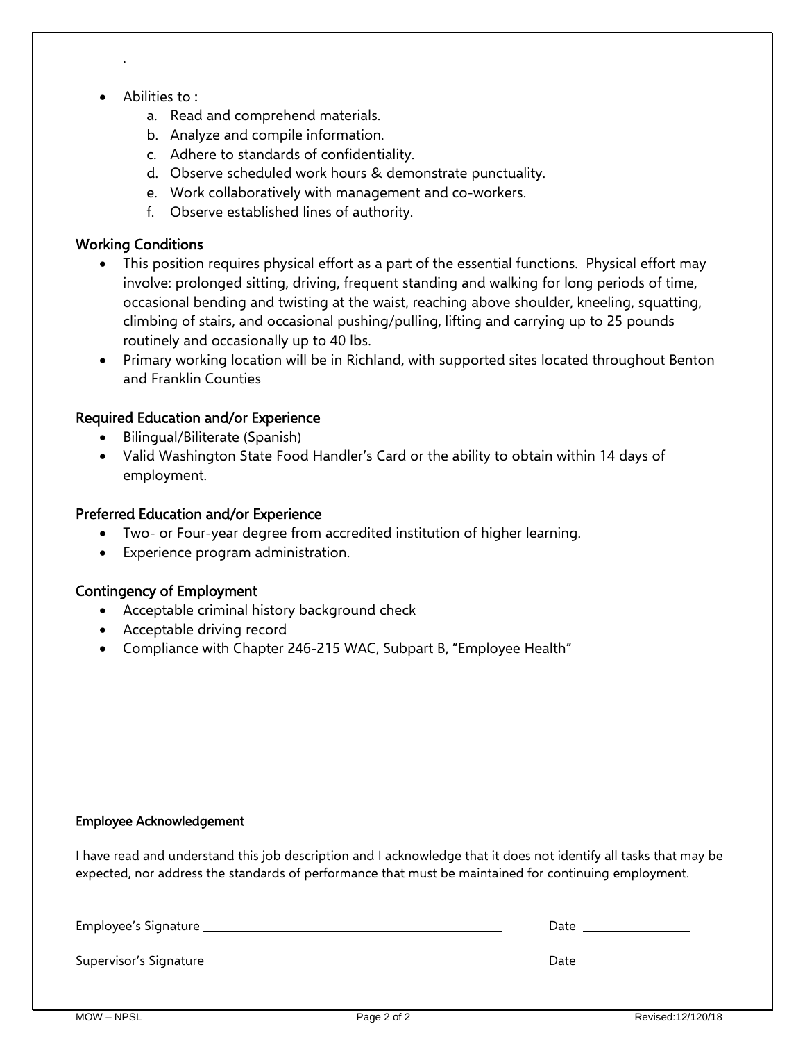.

- Abilities to :
  a. Read and comprehend materials.
  b. Analyze and compile information.
  c. Adhere to standards of confidentiality.
  d. Observe scheduled work hours & demonstrate punctuality.
  e. Work collaboratively with management and co-workers.
  f. Observe established lines of authority.

### Working Conditions

- This position requires physical effort as a part of the essential functions. Physical effort may involve: prolonged sitting, driving, frequent standing and walking for long periods of time, occasional bending and twisting at the waist, reaching above shoulder, kneeling, squatting, climbing of stairs, and occasional pushing/pulling, lifting and carrying up to 25 pounds routinely and occasionally up to 40 lbs.
- Primary working location will be in Richland, with supported sites located throughout Benton and Franklin Counties

### Required Education and/or Experience

- Bilingual/Biliterate (Spanish)
- Valid Washington State Food Handler's Card or the ability to obtain within 14 days of employment.

### Preferred Education and/or Experience

- Two- or Four-year degree from accredited institution of higher learning.
- Experience program administration.

### Contingency of Employment

- Acceptable criminal history background check
- Acceptable driving record
- Compliance with Chapter 246-215 WAC, Subpart B, "Employee Health"

#### Employee Acknowledgement

I have read and understand this job description and I acknowledge that it does not identify all tasks that may be expected, nor address the standards of performance that must be maintained for continuing employment.

Employee's Signature ________________________ Date ____________

Supervisor's Signature ________________________ Date ____________

MOW – NPSL

Revised:12/120/18